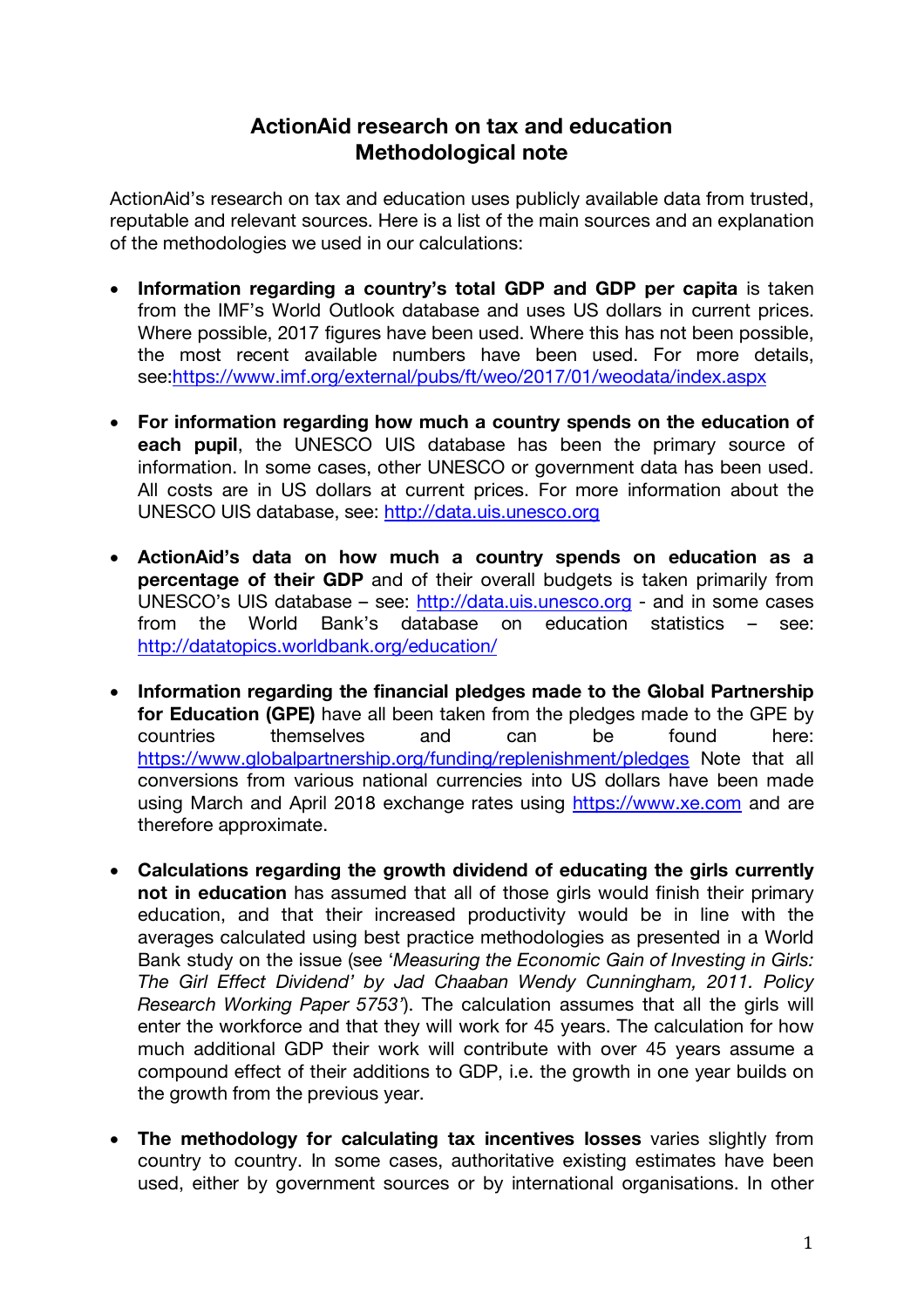# ActionAid research on tax and education
## Methodological note

ActionAid's research on tax and education uses publicly available data from trusted, reputable and relevant sources. Here is a list of the main sources and an explanation of the methodologies we used in our calculations:

- **Information regarding a country's total GDP and GDP per capita** is taken from the IMF's World Outlook database and uses US dollars in current prices. Where possible, 2017 figures have been used. Where this has not been possible, the most recent available numbers have been used. For more details, see:https://www.imf.org/external/pubs/ft/weo/2017/01/weodata/index.aspx

- **For information regarding how much a country spends on the education of each pupil**, the UNESCO UIS database has been the primary source of information. In some cases, other UNESCO or government data has been used. All costs are in US dollars at current prices. For more information about the UNESCO UIS database, see: http://data.uis.unesco.org

- **ActionAid's data on how much a country spends on education as a percentage of their GDP** and of their overall budgets is taken primarily from UNESCO's UIS database – see: http://data.uis.unesco.org - and in some cases from the World Bank's database on education statistics – see: http://datatopics.worldbank.org/education/

- **Information regarding the financial pledges made to the Global Partnership for Education (GPE)** have all been taken from the pledges made to the GPE by countries themselves and can be found here: https://www.globalpartnership.org/funding/replenishment/pledges Note that all conversions from various national currencies into US dollars have been made using March and April 2018 exchange rates using https://www.xe.com and are therefore approximate.

- **Calculations regarding the growth dividend of educating the girls currently not in education** has assumed that all of those girls would finish their primary education, and that their increased productivity would be in line with the averages calculated using best practice methodologies as presented in a World Bank study on the issue (see '*Measuring the Economic Gain of Investing in Girls: The Girl Effect Dividend' by Jad Chaaban Wendy Cunningham, 2011. Policy Research Working Paper 5753'*). The calculation assumes that all the girls will enter the workforce and that they will work for 45 years. The calculation for how much additional GDP their work will contribute with over 45 years assume a compound effect of their additions to GDP, i.e. the growth in one year builds on the growth from the previous year.

- **The methodology for calculating tax incentives losses** varies slightly from country to country. In some cases, authoritative existing estimates have been used, either by government sources or by international organisations. In other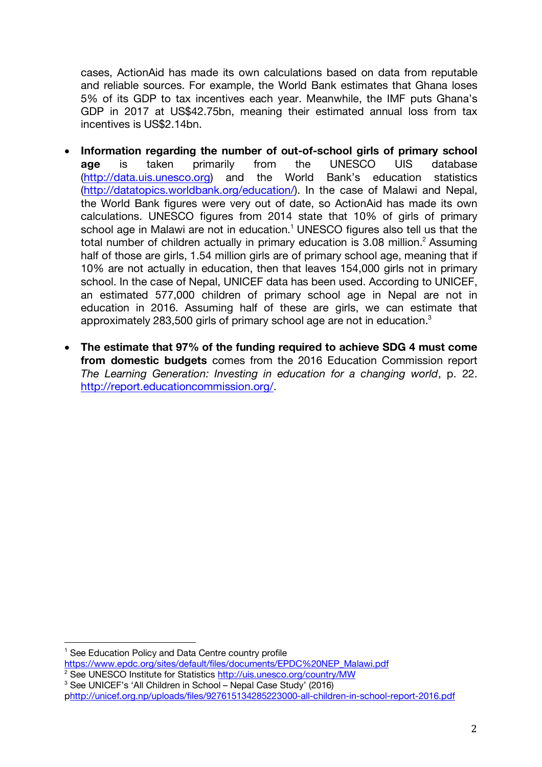cases, ActionAid has made its own calculations based on data from reputable and reliable sources. For example, the World Bank estimates that Ghana loses 5% of its GDP to tax incentives each year. Meanwhile, the IMF puts Ghana's GDP in 2017 at US$42.75bn, meaning their estimated annual loss from tax incentives is US$2.14bn.

- **Information regarding the number of out-of-school girls of primary school age** is taken primarily from the UNESCO UIS database (http://data.uis.unesco.org) and the World Bank's education statistics (http://datatopics.worldbank.org/education/). In the case of Malawi and Nepal, the World Bank figures were very out of date, so ActionAid has made its own calculations. UNESCO figures from 2014 state that 10% of girls of primary school age in Malawi are not in education.[1] UNESCO figures also tell us that the total number of children actually in primary education is 3.08 million.[2] Assuming half of those are girls, 1.54 million girls are of primary school age, meaning that if 10% are not actually in education, then that leaves 154,000 girls not in primary school. In the case of Nepal, UNICEF data has been used. According to UNICEF, an estimated 577,000 children of primary school age in Nepal are not in education in 2016. Assuming half of these are girls, we can estimate that approximately 283,500 girls of primary school age are not in education.[3]

- **The estimate that 97% of the funding required to achieve SDG 4 must come from domestic budgets** comes from the 2016 Education Commission report *The Learning Generation: Investing in education for a changing world*, p. 22. http://report.educationcommission.org/.

---

[1] See Education Policy and Data Centre country profile https://www.epdc.org/sites/default/files/documents/EPDC%20NEP_Malawi.pdf

[2] See UNESCO Institute for Statistics http://uis.unesco.org/country/MW

[3] See UNICEF's 'All Children in School – Nepal Case Study' (2016) phttp://unicef.org.np/uploads/files/927615134285223000-all-children-in-school-report-2016.pdf